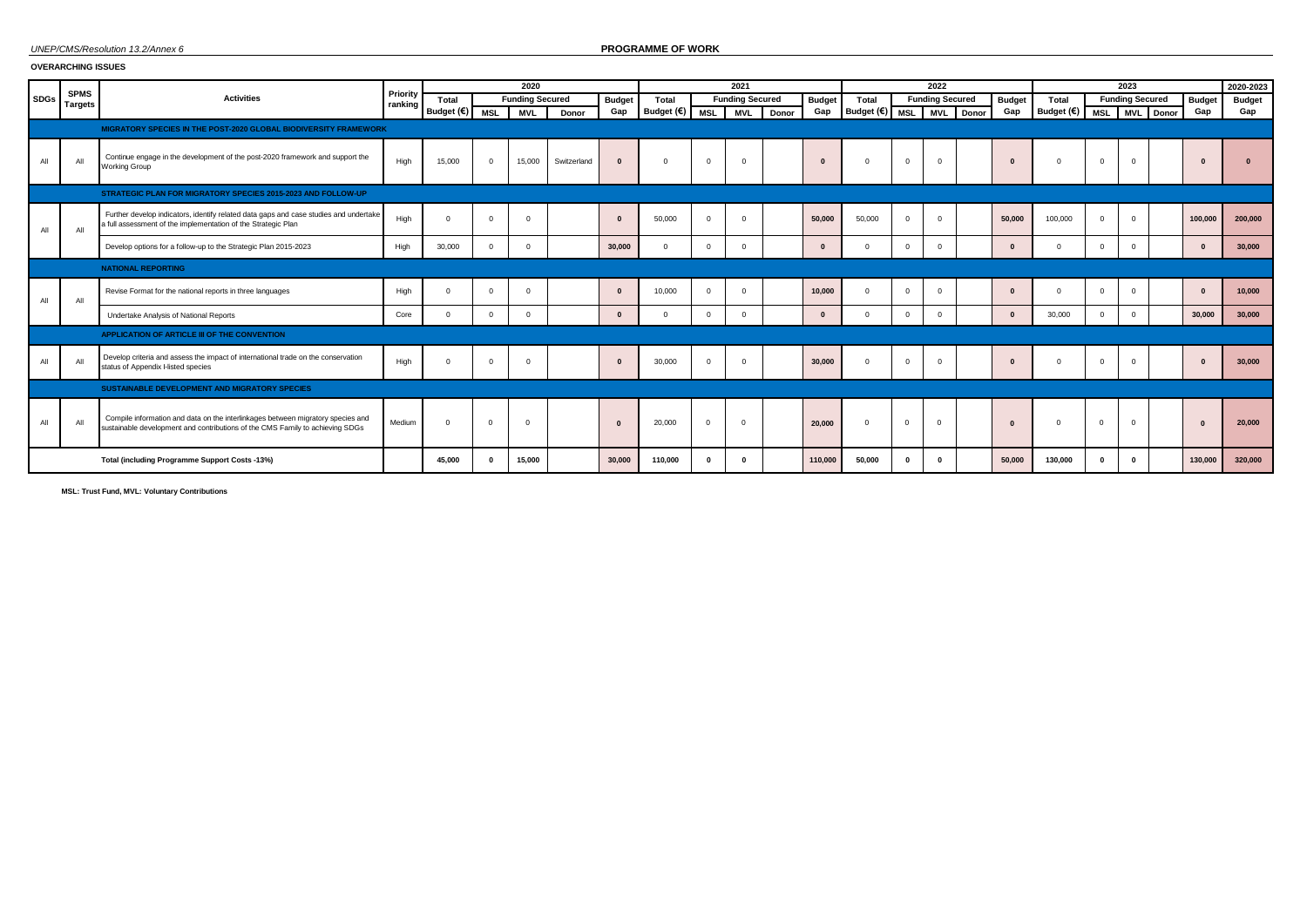UNEP/CMS/Resolution 13.2/Annex 6

## PROGRAMME OF WORK

### OVERARCHING ISSUES

| SDGs | SPMS Targets | Activities | Priority ranking | 2020 | | | | | 2021 | | | | | 2022 | | | | | 2023 | | | | | 2020-2023 |
|---|---|---|---|---|---|---|---|---|---|---|---|---|---|---|---|---|---|---|---|---|---|---|---|---|
| | | | | Total Budget (€) | Funding Secured | | | Budget Gap | Total Budget (€) | Funding Secured | | | Budget Gap | Total Budget (€) | Funding Secured | | | Budget Gap | Total Budget (€) | Funding Secured | | | Budget Gap | Budget Gap |
| | | | | | MSL | MVL | Donor | | | MSL | MVL | Donor | | | MSL | MVL | Donor | | | MSL | MVL | Donor | | |
| | | **MIGRATORY SPECIES IN THE POST-2020 GLOBAL BIODIVERSITY FRAMEWORK** | | | | | | | | | | | | | | | | | | | | | | |
| All | All | Continue engage in the development of the post-2020 framework and support the Working Group | High | 15,000 | 0 | 15,000 | Switzerland | **0** | 0 | 0 | 0 | | **0** | 0 | 0 | 0 | | **0** | 0 | 0 | 0 | | **0** | **0** |
| | | **STRATEGIC PLAN FOR MIGRATORY SPECIES 2015-2023 AND FOLLOW-UP** | | | | | | | | | | | | | | | | | | | | | | |
| All | All | Further develop indicators, identify related data gaps and case studies and undertake a full assessment of the implementation of the Strategic Plan | High | 0 | 0 | 0 | | **0** | 50,000 | 0 | 0 | | **50,000** | 50,000 | 0 | 0 | | **50,000** | 100,000 | 0 | 0 | | **100,000** | **200,000** |
| | | Develop options for a follow-up to the Strategic Plan 2015-2023 | High | 30,000 | 0 | 0 | | **30,000** | 0 | 0 | 0 | | **0** | 0 | 0 | 0 | | **0** | 0 | 0 | 0 | | **0** | **30,000** |
| | | **NATIONAL REPORTING** | | | | | | | | | | | | | | | | | | | | | | |
| All | All | Revise Format for the national reports in three languages | High | 0 | 0 | 0 | | **0** | 10,000 | 0 | 0 | | **10,000** | 0 | 0 | 0 | | **0** | 0 | 0 | 0 | | **0** | **10,000** |
| | | Undertake Analysis of National Reports | Core | 0 | 0 | 0 | | **0** | 0 | 0 | 0 | | **0** | 0 | 0 | 0 | | **0** | 30,000 | 0 | 0 | | **30,000** | **30,000** |
| | | **APPLICATION OF ARTICLE III OF THE CONVENTION** | | | | | | | | | | | | | | | | | | | | | | |
| All | All | Develop criteria and assess the impact of international trade on the conservation status of Appendix I-listed species | High | 0 | 0 | 0 | | **0** | 30,000 | 0 | 0 | | **30,000** | 0 | 0 | 0 | | **0** | 0 | 0 | 0 | | **0** | **30,000** |
| | | **SUSTAINABLE DEVELOPMENT AND MIGRATORY SPECIES** | | | | | | | | | | | | | | | | | | | | | | |
| All | All | Compile information and data on the interlinkages between migratory species and sustainable development and contributions of the CMS Family to achieving SDGs | Medium | 0 | 0 | 0 | | **0** | 20,000 | 0 | 0 | | **20,000** | 0 | 0 | 0 | | **0** | 0 | 0 | 0 | | **0** | **20,000** |
| **Total (including Programme Support Costs -13%)** | | | | **45,000** | **0** | **15,000** | | **30,000** | **110,000** | **0** | **0** | | **110,000** | **50,000** | **0** | **0** | | **50,000** | **130,000** | **0** | **0** | | **130,000** | **320,000** |

**MSL: Trust Fund, MVL: Voluntary Contributions**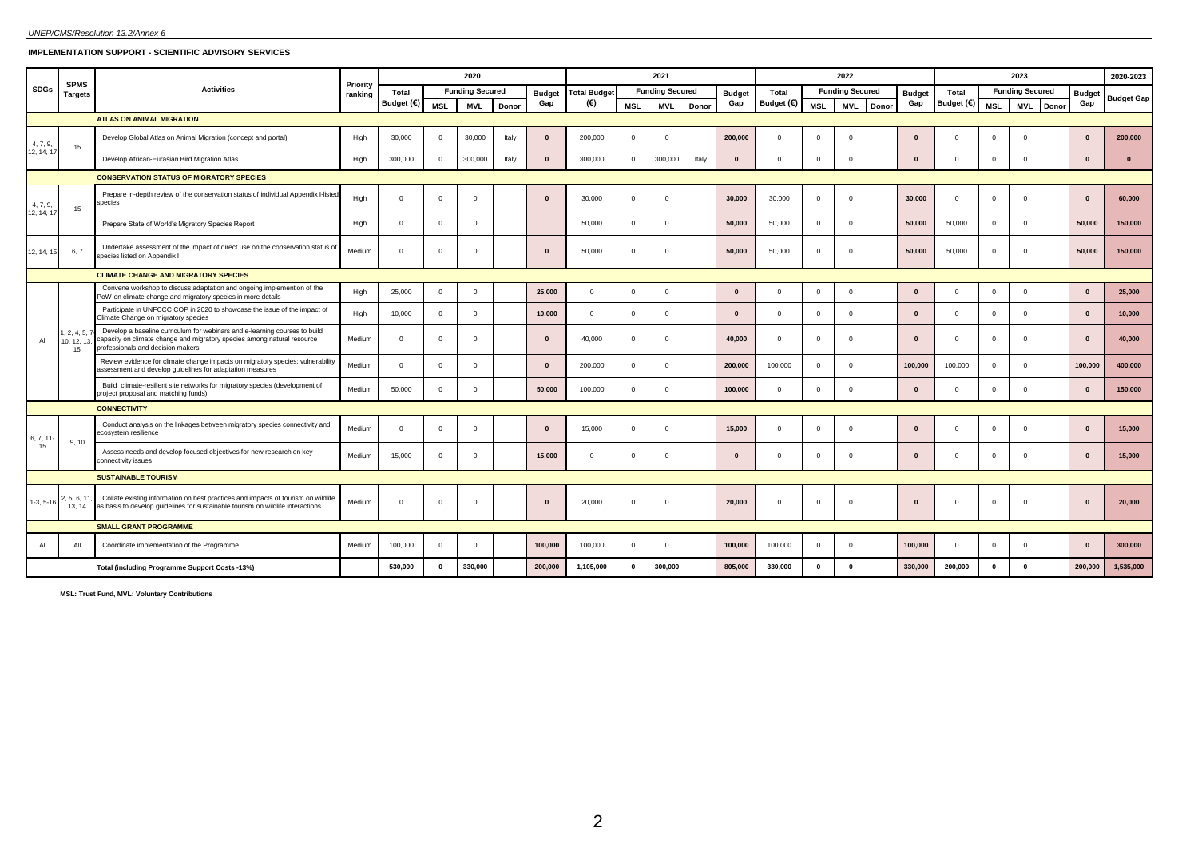**IMPLEMENTATION SUPPORT - SCIENTIFIC ADVISORY SERVICES**

| SDGs | SPMS Targets | Activities | Priority ranking | 2020 | | | | | 2021 | | | | | 2022 | | | | | 2023 | | | | | 2020-2023 |
|---|---|---|---|---|---|---|---|---|---|---|---|---|---|---|---|---|---|---|---|---|---|---|---|---|
| | | | | Total Budget (€) | Funding Secured | | | Budget Gap | Total Budget (€) | Funding Secured | | | Budget Gap | Total Budget (€) | Funding Secured | | | Budget Gap | Total Budget (€) | Funding Secured | | | Budget Gap | Budget Gap |
| | | | | | MSL | MVL | Donor | | | MSL | MVL | Donor | | | MSL | MVL | Donor | | | MSL | MVL | Donor | | |
| | | **ATLAS ON ANIMAL MIGRATION** | | | | | | | | | | | | | | | | | | | | | | |
| 4, 7, 9, 12, 14, 17 | 15 | Develop Global Atlas on Animal Migration (concept and portal) | High | 30,000 | 0 | 30,000 | Italy | **0** | 200,000 | 0 | 0 | | **200,000** | 0 | 0 | 0 | | **0** | 0 | 0 | 0 | | **0** | **200,000** |
| | | Develop African-Eurasian Bird Migration Atlas | High | 300,000 | 0 | 300,000 | Italy | **0** | 300,000 | 0 | 300,000 | Italy | **0** | 0 | 0 | 0 | | **0** | 0 | 0 | 0 | | **0** | **0** |
| | | **CONSERVATION STATUS OF MIGRATORY SPECIES** | | | | | | | | | | | | | | | | | | | | | | |
| 4, 7, 9, 12, 14, 17 | 15 | Prepare in-depth review of the conservation status of individual Appendix I-listed species | High | 0 | 0 | 0 | | **0** | 30,000 | 0 | 0 | | **30,000** | 30,000 | 0 | 0 | | **30,000** | 0 | 0 | 0 | | **0** | **60,000** |
| | | Prepare State of World's Migratory Species Report | High | 0 | 0 | 0 | | | 50,000 | 0 | 0 | | **50,000** | 50,000 | 0 | 0 | | **50,000** | 50,000 | 0 | 0 | | **50,000** | **150,000** |
| 12, 14, 15 | 6, 7 | Undertake assessment of the impact of direct use on the conservation status of species listed on Appendix I | Medium | 0 | 0 | 0 | | **0** | 50,000 | 0 | 0 | | **50,000** | 50,000 | 0 | 0 | | **50,000** | 50,000 | 0 | 0 | | **50,000** | **150,000** |
| | | **CLIMATE CHANGE AND MIGRATORY SPECIES** | | | | | | | | | | | | | | | | | | | | | | |
| All | 1, 2, 4, 5, 7-10, 12, 13, 15 | Convene workshop to discuss adaptation and ongoing implemention of the PoW on climate change and migratory species in more details | High | 25,000 | 0 | 0 | | **25,000** | 0 | 0 | 0 | | **0** | 0 | 0 | 0 | | **0** | 0 | 0 | 0 | | **0** | **25,000** |
| | | Participate in UNFCCC COP in 2020 to showcase the issue of the impact of Climate Change on migratory species | High | 10,000 | 0 | 0 | | **10,000** | 0 | 0 | 0 | | **0** | 0 | 0 | 0 | | **0** | 0 | 0 | 0 | | **0** | **10,000** |
| | | Develop a baseline curriculum for webinars and e-learning courses to build capacity on climate change and migratory species among natural resource professionals and decision makers | Medium | 0 | 0 | 0 | | **0** | 40,000 | 0 | 0 | | **40,000** | 0 | 0 | 0 | | **0** | 0 | 0 | 0 | | **0** | **40,000** |
| | | Review evidence for climate change impacts on migratory species; vulnerability assessment and develop guidelines for adaptation measures | Medium | 0 | 0 | 0 | | **0** | 200,000 | 0 | 0 | | **200,000** | 100,000 | 0 | 0 | | **100,000** | 100,000 | 0 | 0 | | **100,000** | **400,000** |
| | | Build climate-resilient site networks for migratory species (development of project proposal and matching funds) | Medium | 50,000 | 0 | 0 | | **50,000** | 100,000 | 0 | 0 | | **100,000** | 0 | 0 | 0 | | **0** | 0 | 0 | 0 | | **0** | **150,000** |
| | | **CONNECTIVITY** | | | | | | | | | | | | | | | | | | | | | | |
| 6, 7, 11-15 | 9, 10 | Conduct analysis on the linkages between migratory species connectivity and ecosystem resilience | Medium | 0 | 0 | 0 | | **0** | 15,000 | 0 | 0 | | **15,000** | 0 | 0 | 0 | | **0** | 0 | 0 | 0 | | **0** | **15,000** |
| | | Assess needs and develop focused objectives for new research on key connectivity issues | Medium | 15,000 | 0 | 0 | | **15,000** | 0 | 0 | 0 | | **0** | 0 | 0 | 0 | | **0** | 0 | 0 | 0 | | **0** | **15,000** |
| | | **SUSTAINABLE TOURISM** | | | | | | | | | | | | | | | | | | | | | | |
| 1-3, 5-16 | 2, 5, 6, 11, 13, 14 | Collate existing information on best practices and impacts of tourism on wildlife as basis to develop guidelines for sustainable tourism on wildlife interactions. | Medium | 0 | 0 | 0 | | **0** | 20,000 | 0 | 0 | | **20,000** | 0 | 0 | 0 | | **0** | 0 | 0 | 0 | | **0** | **20,000** |
| | | **SMALL GRANT PROGRAMME** | | | | | | | | | | | | | | | | | | | | | | |
| All | All | Coordinate implementation of the Programme | Medium | 100,000 | 0 | 0 | | **100,000** | 100,000 | 0 | 0 | | **100,000** | 100,000 | 0 | 0 | | **100,000** | 0 | 0 | 0 | | **0** | **300,000** |
| **Total (including Programme Support Costs -13%)** | | | | **530,000** | **0** | **330,000** | | **200,000** | **1,105,000** | **0** | **300,000** | | **805,000** | **330,000** | **0** | **0** | | **330,000** | **200,000** | **0** | **0** | | **200,000** | **1,535,000** |

**MSL: Trust Fund, MVL: Voluntary Contributions**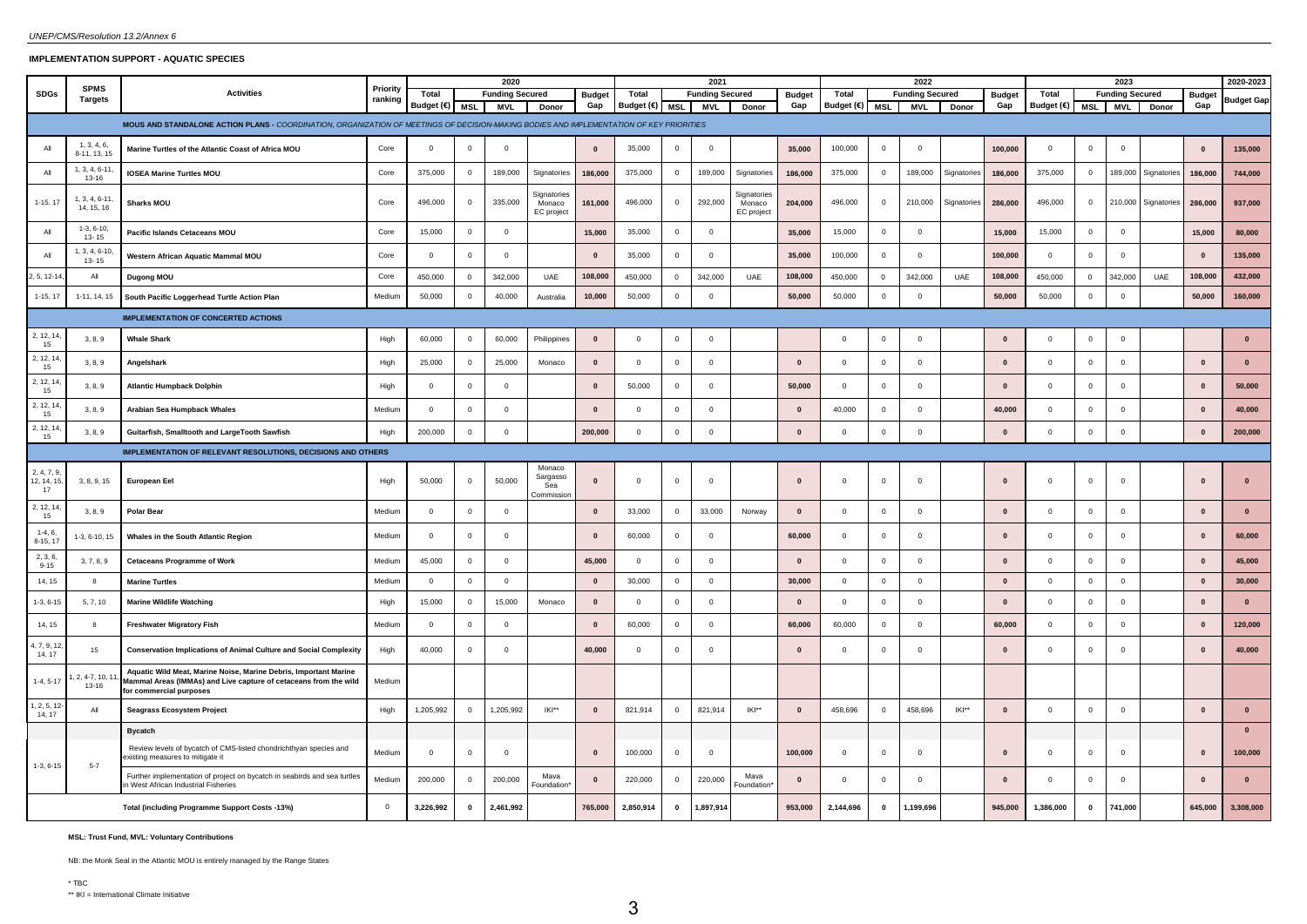**IMPLEMENTATION SUPPORT - AQUATIC SPECIES**

| SDGs | SPMS Targets | Activities | Priority ranking | 2020 | | | | | 2021 | | | | | 2022 | | | | | 2023 | | | | | 2020-2023 |
|---|---|---|---|---|---|---|---|---|---|---|---|---|---|---|---|---|---|---|---|---|---|---|---|---|
| | | | | Total Budget (€) | Funding Secured | | | Budget Gap | Total Budget (€) | Funding Secured | | | Budget Gap | Total Budget (€) | Funding Secured | | | Budget Gap | Total Budget (€) | Funding Secured | | | Budget Gap | Budget Gap |
| | | | | | MSL | MVL | Donor | | | MSL | MVL | Donor | | | MSL | MVL | Donor | | | MSL | MVL | Donor | | |
| | | **MOUS AND STANDALONE ACTION PLANS** - *COORDINATION, ORGANIZATION OF MEETINGS OF DECISION-MAKING BODIES AND IMPLEMENTATION OF KEY PRIORITIES* | | | | | | | | | | | | | | | | | | | | | | |
| All | 1, 3, 4, 6, 8-11, 13, 15 | **Marine Turtles of the Atlantic Coast of Africa MOU** | Core | 0 | 0 | 0 | | **0** | 35,000 | 0 | 0 | | **35,000** | 100,000 | 0 | 0 | | **100,000** | 0 | 0 | 0 | | **0** | **135,000** |
| All | 1, 3, 4, 6-11, 13-16 | **IOSEA Marine Turtles MOU** | Core | 375,000 | 0 | 189,000 | Signatories | **186,000** | 375,000 | 0 | 189,000 | Signatories | **186,000** | 375,000 | 0 | 189,000 | Signatories | **186,000** | 375,000 | 0 | 189,000 | Signatories | **186,000** | **744,000** |
| 1-15, 17 | 1, 3, 4, 6-11, 14, 15, 16 | **Sharks MOU** | Core | 496,000 | 0 | 335,000 | Signatories Monaco EC project | **161,000** | 496,000 | 0 | 292,000 | Signatories Monaco EC project | **204,000** | 496,000 | 0 | 210,000 | Signatories | **286,000** | 496,000 | 0 | 210,000 | Signatories | **286,000** | **937,000** |
| All | 1-3, 6-10, 13- 15 | **Pacific Islands Cetaceans MOU** | Core | 15,000 | 0 | 0 | | **15,000** | 35,000 | 0 | 0 | | **35,000** | 15,000 | 0 | 0 | | **15,000** | 15,000 | 0 | 0 | | **15,000** | **80,000** |
| All | 1, 3, 4, 6-10, 13- 15 | **Western African Aquatic Mammal MOU** | Core | 0 | 0 | 0 | | **0** | 35,000 | 0 | 0 | | **35,000** | 100,000 | 0 | 0 | | **100,000** | 0 | 0 | 0 | | **0** | **135,000** |
| 2, 5, 12-14, | All | **Dugong MOU** | Core | 450,000 | 0 | 342,000 | UAE | **108,000** | 450,000 | 0 | 342,000 | UAE | **108,000** | 450,000 | 0 | 342,000 | UAE | **108,000** | 450,000 | 0 | 342,000 | UAE | **108,000** | **432,000** |
| 1-15, 17 | 1-11, 14, 15 | **South Pacific Loggerhead Turtle Action Plan** | Medium | 50,000 | 0 | 40,000 | Australia | **10,000** | 50,000 | 0 | 0 | | **50,000** | 50,000 | 0 | 0 | | **50,000** | 50,000 | 0 | 0 | | **50,000** | **160,000** |
| | | **IMPLEMENTATION OF CONCERTED ACTIONS** | | | | | | | | | | | | | | | | | | | | | | |
| 2, 12, 14, 15 | 3, 8, 9 | **Whale Shark** | High | 60,000 | 0 | 60,000 | Philippines | **0** | 0 | 0 | 0 | | | 0 | 0 | 0 | | **0** | 0 | 0 | 0 | | | **0** |
| 2, 12, 14, 15 | 3, 8, 9 | **Angelshark** | High | 25,000 | 0 | 25,000 | Monaco | **0** | 0 | 0 | 0 | | **0** | 0 | 0 | 0 | | **0** | 0 | 0 | 0 | | **0** | **0** |
| 2, 12, 14, 15 | 3, 8, 9 | **Atlantic Humpback Dolphin** | High | 0 | 0 | 0 | | **0** | 50,000 | 0 | 0 | | **50,000** | 0 | 0 | 0 | | **0** | 0 | 0 | 0 | | **0** | **50,000** |
| 2, 12, 14, 15 | 3, 8, 9 | **Arabian Sea Humpback Whales** | Medium | 0 | 0 | 0 | | **0** | 0 | 0 | 0 | | **0** | 40,000 | 0 | 0 | | **40,000** | 0 | 0 | 0 | | **0** | **40,000** |
| 2, 12, 14, 15 | 3, 8, 9 | **Guitarfish, Smalltooth and LargeTooth Sawfish** | High | 200,000 | 0 | 0 | | **200,000** | 0 | 0 | 0 | | **0** | 0 | 0 | 0 | | **0** | 0 | 0 | 0 | | **0** | **200,000** |
| | | **IMPLEMENTATION OF RELEVANT RESOLUTIONS, DECISIONS AND OTHERS** | | | | | | | | | | | | | | | | | | | | | | |
| 2, 4, 7, 9, 12, 14, 15, 17 | 3, 8, 9, 15 | **European Eel** | High | 50,000 | 0 | 50,000 | Monaco Sargasso Sea Commission | **0** | 0 | 0 | 0 | | **0** | 0 | 0 | 0 | | **0** | 0 | 0 | 0 | | **0** | **0** |
| 2, 12, 14, 15 | 3, 8, 9 | **Polar Bear** | Medium | 0 | 0 | 0 | | **0** | 33,000 | 0 | 33,000 | Norway | **0** | 0 | 0 | 0 | | **0** | 0 | 0 | 0 | | **0** | **0** |
| 1-4, 6, 8-15, 17 | 1-3, 6-10, 15 | **Whales in the South Atlantic Region** | Medium | 0 | 0 | 0 | | **0** | 60,000 | 0 | 0 | | **60,000** | 0 | 0 | 0 | | **0** | 0 | 0 | 0 | | **0** | **60,000** |
| 2, 3, 6, 9-15 | 3, 7, 8, 9 | **Cetaceans Programme of Work** | Medium | 45,000 | 0 | 0 | | **45,000** | 0 | 0 | 0 | | **0** | 0 | 0 | 0 | | **0** | 0 | 0 | 0 | | **0** | **45,000** |
| 14, 15 | 8 | **Marine Turtles** | Medium | 0 | 0 | 0 | | **0** | 30,000 | 0 | 0 | | **30,000** | 0 | 0 | 0 | | **0** | 0 | 0 | 0 | | **0** | **30,000** |
| 1-3, 6-15 | 5, 7, 10 | **Marine Wildlife Watching** | High | 15,000 | 0 | 15,000 | Monaco | **0** | 0 | 0 | 0 | | **0** | 0 | 0 | 0 | | **0** | 0 | 0 | 0 | | **0** | **0** |
| 14, 15 | 8 | **Freshwater Migratory Fish** | Medium | 0 | 0 | 0 | | **0** | 60,000 | 0 | 0 | | **60,000** | 60,000 | 0 | 0 | | **60,000** | 0 | 0 | 0 | | **0** | **120,000** |
| 4, 7, 9, 12, 14, 17 | 15 | **Conservation Implications of Animal Culture and Social Complexity** | High | 40,000 | 0 | 0 | | **40,000** | 0 | 0 | 0 | | **0** | 0 | 0 | 0 | | **0** | 0 | 0 | 0 | | **0** | **40,000** |
| 1-4, 5-17 | 1, 2, 4-7, 10, 11, 13-16 | **Aquatic Wild Meat, Marine Noise, Marine Debris, Important Marine Mammal Areas (IMMAs) and Live capture of cetaceans from the wild for commercial purposes** | Medium | | | | | | | | | | | | | | | | | | | | | |
| 1, 2, 5, 12-14, 17 | All | **Seagrass Ecosystem Project** | High | 1,205,992 | 0 | 1,205,992 | IKI** | **0** | 821,914 | 0 | 821,914 | IKI** | **0** | 458,696 | 0 | 458,696 | IKI** | **0** | 0 | 0 | 0 | | **0** | **0** |
| | | **Bycatch** | | | | | | | | | | | | | | | | | | | | | | **0** |
| 1-3, 6-15 | 5-7 | Review levels of bycatch of CMS-listed chondrichthyan species and existing measures to mitigate it | Medium | 0 | 0 | 0 | | **0** | 100,000 | 0 | 0 | | **100,000** | 0 | 0 | 0 | | **0** | 0 | 0 | 0 | | **0** | **100,000** |
| | | Further implementation of project on bycatch in seabirds and sea turtles in West African Industrial Fisheries | Medium | 200,000 | 0 | 200,000 | Mava Foundation* | **0** | 220,000 | 0 | 220,000 | Mava Foundation* | **0** | 0 | 0 | 0 | | **0** | 0 | 0 | 0 | | **0** | **0** |
| | | **Total (including Programme Support Costs -13%)** | 0 | **3,226,992** | **0** | **2,461,992** | | **765,000** | **2,850,914** | **0** | **1,897,914** | | **953,000** | **2,144,696** | **0** | **1,199,696** | | **945,000** | **1,386,000** | **0** | **741,000** | | **645,000** | **3,308,000** |

**MSL: Trust Fund, MVL: Voluntary Contributions**

NB: the Monk Seal in the Atlantic MOU is entirely managed by the Range States

\* TBC

** IKI = International Climate Initiative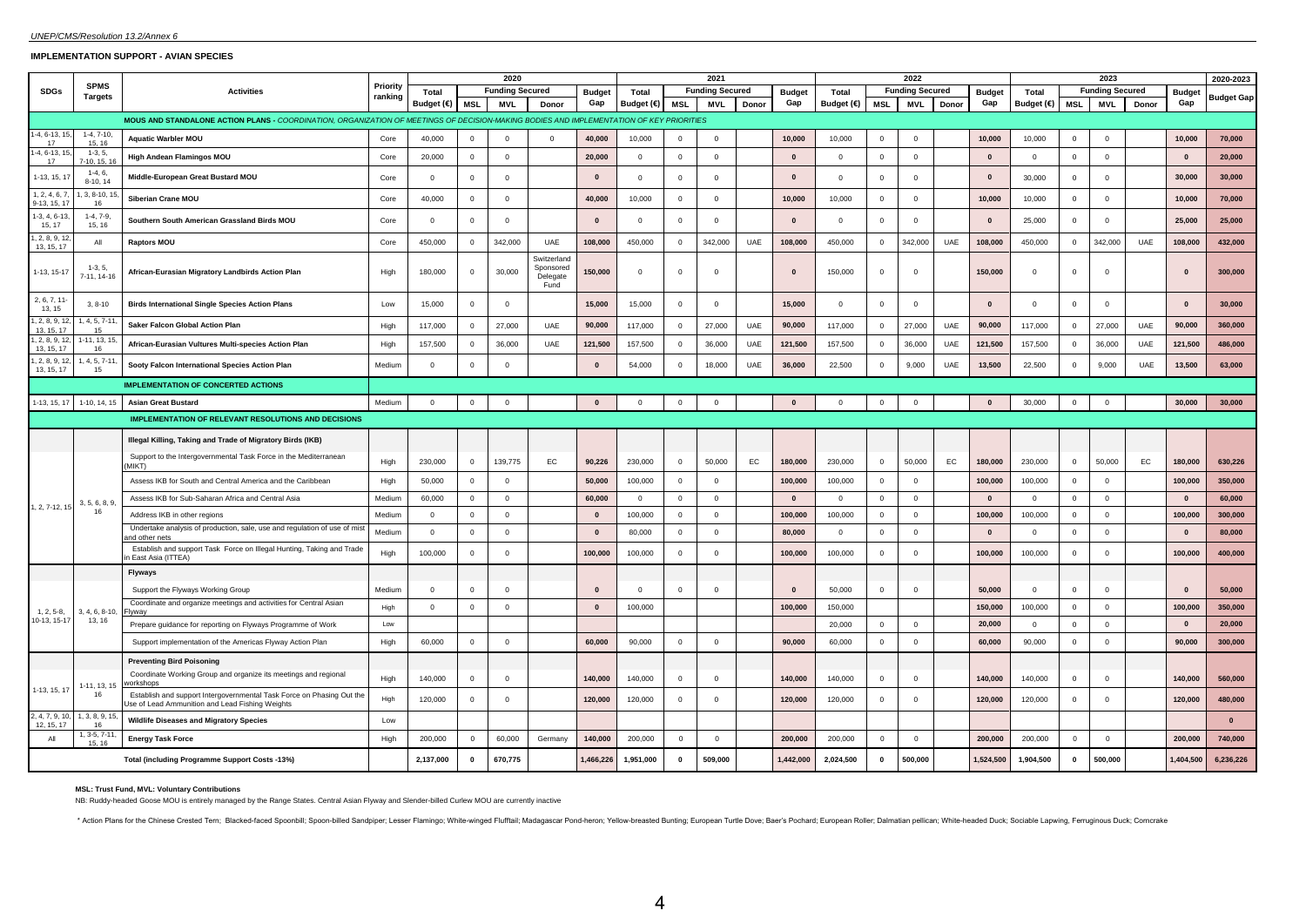UNEP/CMS/Resolution 13.2/Annex 6

**IMPLEMENTATION SUPPORT - AVIAN SPECIES**

| SDGs | SPMS Targets | Activities | Priority ranking | 2020 | | | | | 2021 | | | | | 2022 | | | | | 2023 | | | | | 2020-2023 |
|---|---|---|---|---|---|---|---|---|---|---|---|---|---|---|---|---|---|---|---|---|---|---|---|---|
| | | | | Total Budget (€) | Funding Secured | | | Budget Gap | Total Budget (€) | Funding Secured | | | Budget Gap | Total Budget (€) | Funding Secured | | | Budget Gap | Total Budget (€) | Funding Secured | | | Budget Gap | Budget Gap |
| | | | | | MSL | MVL | Donor | | | MSL | MVL | Donor | | | MSL | MVL | Donor | | | MSL | MVL | Donor | | |
| | | **MOUS AND STANDALONE ACTION PLANS** - *COORDINATION, ORGANIZATION OF MEETINGS OF DECISION-MAKING BODIES AND IMPLEMENTATION OF KEY PRIORITIES* | | | | | | | | | | | | | | | | | | | | | | |
| 1-4, 6-13, 15, 17 | 1-4, 7-10, 15, 16 | **Aquatic Warbler MOU** | Core | 40,000 | 0 | 0 | 0 | **40,000** | 10,000 | 0 | 0 | | **10,000** | 10,000 | 0 | 0 | | **10,000** | 10,000 | 0 | 0 | | **10,000** | **70,000** |
| 1-4, 6-13, 15, 17 | 1-3, 5, 7-10, 15, 16 | **High Andean Flamingos MOU** | Core | 20,000 | 0 | 0 | | **20,000** | 0 | 0 | 0 | | **0** | 0 | 0 | 0 | | **0** | 0 | 0 | 0 | | **0** | **20,000** |
| 1-13, 15, 17 | 1-4, 6, 8-10, 14 | **Middle-European Great Bustard MOU** | Core | 0 | 0 | 0 | | **0** | 0 | 0 | 0 | | **0** | 0 | 0 | 0 | | **0** | 30,000 | 0 | 0 | | **30,000** | **30,000** |
| 1, 2, 4, 6, 7, 9-13, 15, 17 | 1, 3, 8-10, 15, 16 | **Siberian Crane MOU** | Core | 40,000 | 0 | 0 | | **40,000** | 10,000 | 0 | 0 | | **10,000** | 10,000 | 0 | 0 | | **10,000** | 10,000 | 0 | 0 | | **10,000** | **70,000** |
| 1-3, 4, 6-13, 15, 17 | 1-4, 7-9, 15, 16 | **Southern South American Grassland Birds MOU** | Core | 0 | 0 | 0 | | **0** | 0 | 0 | 0 | | **0** | 0 | 0 | 0 | | **0** | 25,000 | 0 | 0 | | **25,000** | **25,000** |
| 1, 2, 8, 9, 12, 13, 15, 17 | All | **Raptors MOU** | Core | 450,000 | 0 | 342,000 | UAE | **108,000** | 450,000 | 0 | 342,000 | UAE | **108,000** | 450,000 | 0 | 342,000 | UAE | **108,000** | 450,000 | 0 | 342,000 | UAE | **108,000** | **432,000** |
| 1-13, 15-17 | 1-3, 5, 7-11, 14-16 | **African-Eurasian Migratory Landbirds Action Plan** | High | 180,000 | 0 | 30,000 | Switzerland Sponsored Delegate Fund | **150,000** | 0 | 0 | 0 | | **0** | 150,000 | 0 | 0 | | **150,000** | 0 | 0 | 0 | | **0** | **300,000** |
| 2, 6, 7, 11-13, 15 | 3, 8-10 | **Birds International Single Species Action Plans** | Low | 15,000 | 0 | 0 | | **15,000** | 15,000 | 0 | 0 | | **15,000** | 0 | 0 | 0 | | **0** | 0 | 0 | 0 | | **0** | **30,000** |
| 1, 2, 8, 9, 12, 13, 15, 17 | 1, 4, 5, 7-11, 15 | **Saker Falcon Global Action Plan** | High | 117,000 | 0 | 27,000 | UAE | **90,000** | 117,000 | 0 | 27,000 | UAE | **90,000** | 117,000 | 0 | 27,000 | UAE | **90,000** | 117,000 | 0 | 27,000 | UAE | **90,000** | **360,000** |
| 1, 2, 8, 9, 12, 13, 15, 17 | 1-11, 13, 15, 16 | **African-Eurasian Vultures Multi-species Action Plan** | High | 157,500 | 0 | 36,000 | UAE | **121,500** | 157,500 | 0 | 36,000 | UAE | **121,500** | 157,500 | 0 | 36,000 | UAE | **121,500** | 157,500 | 0 | 36,000 | UAE | **121,500** | **486,000** |
| 1, 2, 8, 9, 12, 13, 15, 17 | 1, 4, 5, 7-11, 15 | **Sooty Falcon International Species Action Plan** | Medium | 0 | 0 | 0 | | **0** | 54,000 | 0 | 18,000 | UAE | **36,000** | 22,500 | 0 | 9,000 | UAE | **13,500** | 22,500 | 0 | 9,000 | UAE | **13,500** | **63,000** |
| | | **IMPLEMENTATION OF CONCERTED ACTIONS** | | | | | | | | | | | | | | | | | | | | | | |
| 1-13, 15, 17 | 1-10, 14, 15 | **Asian Great Bustard** | Medium | 0 | 0 | 0 | | **0** | 0 | 0 | 0 | | **0** | 0 | 0 | 0 | | **0** | 30,000 | 0 | 0 | | **30,000** | **30,000** |
| | | **IMPLEMENTATION OF RELEVANT RESOLUTIONS AND DECISIONS** | | | | | | | | | | | | | | | | | | | | | | |
| | | **Illegal Killing, Taking and Trade of Migratory Birds (IKB)** | | | | | | | | | | | | | | | | | | | | | | |
| 1, 2, 7-12, 15 | 3, 5, 6, 8, 9, 16 | Support to the Intergovernmental Task Force in the Mediterranean (MIKT) | High | 230,000 | 0 | 139,775 | EC | **90,226** | 230,000 | 0 | 50,000 | EC | **180,000** | 230,000 | 0 | 50,000 | EC | **180,000** | 230,000 | 0 | 50,000 | EC | **180,000** | **630,226** |
| | | Assess IKB for South and Central America and the Caribbean | High | 50,000 | 0 | 0 | | **50,000** | 100,000 | 0 | 0 | | **100,000** | 100,000 | 0 | 0 | | **100,000** | 100,000 | 0 | 0 | | **100,000** | **350,000** |
| | | Assess IKB for Sub-Saharan Africa and Central Asia | Medium | 60,000 | 0 | 0 | | **60,000** | 0 | 0 | 0 | | **0** | 0 | 0 | 0 | | **0** | 0 | 0 | 0 | | **0** | **60,000** |
| | | Address IKB in other regions | Medium | 0 | 0 | 0 | | **0** | 100,000 | 0 | 0 | | **100,000** | 100,000 | 0 | 0 | | **100,000** | 100,000 | 0 | 0 | | **100,000** | **300,000** |
| | | Undertake analysis of production, sale, use and regulation of use of mist and other nets | Medium | 0 | 0 | 0 | | **0** | 80,000 | 0 | 0 | | **80,000** | 0 | 0 | 0 | | **0** | 0 | 0 | 0 | | **0** | **80,000** |
| | | Establish and support Task Force on Illegal Hunting, Taking and Trade in East Asia (ITTEA) | High | 100,000 | 0 | 0 | | **100,000** | 100,000 | 0 | 0 | | **100,000** | 100,000 | 0 | 0 | | **100,000** | 100,000 | 0 | 0 | | **100,000** | **400,000** |
| | | **Flyways** | | | | | | | | | | | | | | | | | | | | | | |
| 1, 2, 5-8, 10-13, 15-17 | 3, 4, 6, 8-10, 13, 16 | Support the Flyways Working Group | Medium | 0 | 0 | 0 | | **0** | 0 | 0 | 0 | | **0** | 50,000 | 0 | 0 | | **50,000** | 0 | 0 | 0 | | **0** | **50,000** |
| | | Coordinate and organize meetings and activities for Central Asian Flyway | High | 0 | 0 | 0 | | **0** | 100,000 | | | | **100,000** | 150,000 | | | | **150,000** | 100,000 | 0 | 0 | | **100,000** | **350,000** |
| | | Prepare guidance for reporting on Flyways Programme of Work | Low | | | | | | | | | | | 20,000 | 0 | 0 | | **20,000** | 0 | 0 | 0 | | **0** | **20,000** |
| | | Support implementation of the Americas Flyway Action Plan | High | 60,000 | 0 | 0 | | **60,000** | 90,000 | 0 | 0 | | **90,000** | 60,000 | 0 | 0 | | **60,000** | 90,000 | 0 | 0 | | **90,000** | **300,000** |
| | | **Preventing Bird Poisoning** | | | | | | | | | | | | | | | | | | | | | | |
| 1-13, 15, 17 | 1-11, 13, 15, 16 | Coordinate Working Group and organize its meetings and regional workshops | High | 140,000 | 0 | 0 | | **140,000** | 140,000 | 0 | 0 | | **140,000** | 140,000 | 0 | 0 | | **140,000** | 140,000 | 0 | 0 | | **140,000** | **560,000** |
| | | Establish and support Intergovernmental Task Force on Phasing Out the Use of Lead Ammunition and Lead Fishing Weights | High | 120,000 | 0 | 0 | | **120,000** | 120,000 | 0 | 0 | | **120,000** | 120,000 | 0 | 0 | | **120,000** | 120,000 | 0 | 0 | | **120,000** | **480,000** |
| 2, 4, 7, 9, 10, 12, 15, 17 | 1, 3, 8, 9, 15, 16 | **Wildlife Diseases and Migratory Species** | Low | | | | | | | | | | | | | | | | | | | | | **0** |
| All | 1, 3-5, 7-11, 15, 16 | **Energy Task Force** | High | 200,000 | 0 | 60,000 | Germany | **140,000** | 200,000 | 0 | 0 | | **200,000** | 200,000 | 0 | 0 | | **200,000** | 200,000 | 0 | 0 | | **200,000** | **740,000** |
| | | **Total (including Programme Support Costs -13%)** | | **2,137,000** | **0** | **670,775** | | **1,466,226** | **1,951,000** | **0** | **509,000** | | **1,442,000** | **2,024,500** | **0** | **500,000** | | **1,524,500** | **1,904,500** | **0** | **500,000** | | **1,404,500** | **6,236,226** |

**MSL: Trust Fund, MVL: Voluntary Contributions**

NB: Ruddy-headed Goose MOU is entirely managed by the Range States. Central Asian Flyway and Slender-billed Curlew MOU are currently inactive

* Action Plans for the Chinese Crested Tern; Blacked-faced Spoonbill; Spoon-billed Sandpiper; Lesser Flamingo; White-winged Flufftail; Madagascar Pond-heron; Yellow-breasted Bunting; European Turtle Dove; Baer's Pochard; European Roller; Dalmatian pelican; White-headed Duck; Sociable Lapwing, Ferruginous Duck; Corncrake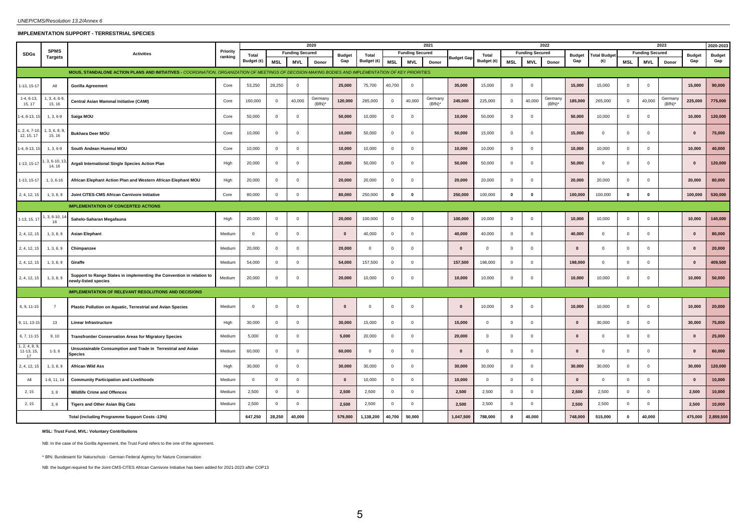## IMPLEMENTATION SUPPORT - TERRESTRIAL SPECIES

| SDGs | SPMS Targets | Activities | Priority ranking | 2020 | | | | | 2021 | | | | | 2022 | | | | | 2023 | | | | | 2020-2023 |
|---|---|---|---|---|---|---|---|---|---|---|---|---|---|---|---|---|---|---|---|---|---|---|---|---|
| | | | | Total Budget (€) | Funding Secured | | | Budget Gap | Total Budget (€) | Funding Secured | | | Budget Gap | Total Budget (€) | Funding Secured | | | Budget Gap | Total Budget (€) | Funding Secured | | | Budget Gap | Budget Gap |
| | | | | | MSL | MVL | Donor | | | MSL | MVL | Donor | | | MSL | MVL | Donor | | | MSL | MVL | Donor | | |
| | | **MOUS, STANDALONE ACTION PLANS AND INITIATIVES** - *COORDINATION, ORGANIZATION OF MEETINGS OF DECISION-MAKING BODIES AND IMPLEMENTATION OF KEY PRIORITIES* | | | | | | | | | | | | | | | | | | | | | | |
| 1-13, 15-17 | All | **Gorilla Agreement** | Core | 53,250 | 28,250 | 0 | | **25,000** | 75,700 | 40,700 | 0 | | **35,000** | 15,000 | 0 | 0 | | **15,000** | 15,000 | 0 | 0 | | **15,000** | **90,000** |
| 1-4, 6-13, 15, 17 | 1, 3, 4, 6-9, 15, 16 | **Central Asian Mammal Initiative (CAMI)** | Core | 160,000 | 0 | 40,000 | Germany (BfN)* | **120,000** | 285,000 | 0 | 40,000 | Germany (BfN)* | **245,000** | 225,000 | 0 | 40,000 | Germany (BfN)* | **185,000** | 265,000 | 0 | 40,000 | Germany (BfN)* | **225,000** | **775,000** |
| 1-4, 8-13, 15 | 1, 3, 6-9 | **Saiga MOU** | Core | 50,000 | 0 | 0 | | **50,000** | 10,000 | 0 | 0 | | **10,000** | 50,000 | 0 | 0 | | **50,000** | 10,000 | 0 | 0 | | **10,000** | **120,000** |
| 1, 2, 4, 7-10, 12, 15, 17 | 1, 3, 6, 8, 9, 15, 16 | **Bukhara Deer MOU** | Core | 10,000 | 0 | 0 | | **10,000** | 50,000 | 0 | 0 | | **50,000** | 15,000 | 0 | 0 | | **15,000** | 0 | 0 | 0 | | **0** | **75,000** |
| 1-4, 8-13, 15 | 1, 3, 6-9 | **South Andean Huemul MOU** | Core | 10,000 | 0 | 0 | | **10,000** | 10,000 | 0 | 0 | | **10,000** | 10,000 | 0 | 0 | | **10,000** | 10,000 | 0 | 0 | | **10,000** | **40,000** |
| 1-13, 15-17 | 1, 3, 6-10, 13, 14, 16 | **Argali International Single Species Action Plan** | High | 20,000 | 0 | 0 | | **20,000** | 50,000 | 0 | 0 | | **50,000** | 50,000 | 0 | 0 | | **50,000** | 0 | 0 | 0 | | **0** | **120,000** |
| 1-13, 15-17 | 1, 3, 6-16 | **African Elephant Action Plan and Western African Elephant MOU** | High | 20,000 | 0 | 0 | | **20,000** | 20,000 | 0 | 0 | | **20,000** | 20,000 | 0 | 0 | | **20,000** | 20,000 | 0 | 0 | | **20,000** | **80,000** |
| 2, 4, 12, 15 | 1, 3, 8, 9 | **Joint CITES-CMS African Carnivore Initiative** | Core | 80,000 | 0 | 0 | | **80,000** | 250,000 | **0** | **0** | | **250,000** | 100,000 | **0** | **0** | | **100,000** | 100,000 | **0** | **0** | | **100,000** | **530,000** |
| | | **IMPLEMENTATION OF CONCERTED ACTIONS** | | | | | | | | | | | | | | | | | | | | | | |
| 1-13, 15, 17 | 1, 3, 6-10, 14-16 | **Sahelo-Saharan Megafauna** | High | 20,000 | 0 | 0 | | **20,000** | 100,000 | 0 | 0 | | **100,000** | 10,000 | 0 | 0 | | **10,000** | 10,000 | 0 | 0 | | **10,000** | **140,000** |
| 2, 4, 12, 15 | 1, 3, 8, 9 | **Asian Elephant** | Medium | 0 | 0 | 0 | | **0** | 40,000 | 0 | 0 | | **40,000** | 40,000 | 0 | 0 | | **40,000** | 0 | 0 | 0 | | **0** | **80,000** |
| 2, 4, 12, 15 | 1, 3, 8, 9 | **Chimpanzee** | Medium | 20,000 | 0 | 0 | | **20,000** | 0 | 0 | 0 | | **0** | 0 | 0 | 0 | | **0** | 0 | 0 | 0 | | **0** | **20,000** |
| 2, 4, 12, 15 | 1, 3, 8, 9 | **Giraffe** | Medium | 54,000 | 0 | 0 | | **54,000** | 157,500 | 0 | 0 | | **157,500** | 198,000 | 0 | 0 | | **198,000** | 0 | 0 | 0 | | **0** | **409,500** |
| 2, 4, 12, 15 | 1, 3, 8, 9 | **Support to Range States in implementing the Convention in relation to newly-listed species** | Medium | 20,000 | 0 | 0 | | **20,000** | 10,000 | 0 | 0 | | **10,000** | 10,000 | 0 | 0 | | **10,000** | 10,000 | 0 | 0 | | **10,000** | **50,000** |
| | | **IMPLEMENTATION OF RELEVANT RESOLUTIONS AND DECISIONS** | | | | | | | | | | | | | | | | | | | | | | |
| 6, 9, 11-15 | 7 | **Plastic Pollution on Aquatic, Terrestrial and Avian Species** | Medium | 0 | 0 | 0 | | **0** | 0 | 0 | 0 | | **0** | 10,000 | 0 | 0 | | **10,000** | 10,000 | 0 | 0 | | **10,000** | **20,000** |
| 9, 11, 13-15 | 13 | **Linear Infrastructure** | High | 30,000 | 0 | 0 | | **30,000** | 15,000 | 0 | 0 | | **15,000** | 0 | 0 | 0 | | **0** | 30,000 | 0 | 0 | | **30,000** | **75,000** |
| 6, 7, 11-15 | 9, 10 | **Transfrontier Conservation Areas for Migratory Species** | Medium | 5,000 | 0 | 0 | | **5,000** | 20,000 | 0 | 0 | | **20,000** | 0 | 0 | 0 | | **0** | 0 | 0 | 0 | | **0** | **25,000** |
| 1, 2, 4, 8, 9, 11-13, 15, 17 | 1-3, 6 | **Unsustainable Consumption and Trade in Terrestrial and Avian Species** | Medium | 60,000 | 0 | 0 | | **60,000** | 0 | 0 | 0 | | **0** | 0 | 0 | 0 | | **0** | 0 | 0 | 0 | | **0** | **60,000** |
| 2, 4, 12, 15 | 1, 3, 8, 9 | **African Wild Ass** | High | 30,000 | 0 | 0 | | **30,000** | 30,000 | 0 | 0 | | **30,000** | 30,000 | 0 | 0 | | **30,000** | 30,000 | 0 | 0 | | **30,000** | **120,000** |
| All | 1-8, 11, 14 | **Community Participation and Livelihoods** | Medium | 0 | 0 | 0 | | **0** | 10,000 | 0 | 0 | | **10,000** | 0 | 0 | 0 | | **0** | 0 | 0 | 0 | | **0** | **10,000** |
| 2, 15 | 3, 8 | **Wildlife Crime and Offences** | Medium | 2,500 | 0 | 0 | | **2,500** | 2,500 | 0 | 0 | | **2,500** | 2,500 | 0 | 0 | | **2,500** | 2,500 | 0 | 0 | | **2,500** | **10,000** |
| 2, 15 | 3, 8 | **Tigers and Other Asian Big Cats** | Medium | 2,500 | 0 | 0 | | **2,500** | 2,500 | 0 | 0 | | **2,500** | 2,500 | 0 | 0 | | **2,500** | 2,500 | 0 | 0 | | **2,500** | **10,000** |
| | | **Total (including Programme Support Costs -13%)** | | **647,250** | **28,250** | **40,000** | | **579,000** | **1,138,200** | **40,700** | **50,000** | | **1,047,500** | **788,000** | **0** | **40,000** | | **748,000** | **515,000** | **0** | **40,000** | | **475,000** | **2,859,500** |

**MSL: Trust Fund, MVL: Voluntary Contributions**

NB: In the case of the Gorilla Agreement, the Trust Fund refers to the one of the agreement.

\* BfN: Bundesamt für Naturschutz - German Federal Agency for Nature Conservation

NB: the budget required for the Joint CMS-CITES African Carnivore Initiative has been added for 2021-2023 after COP13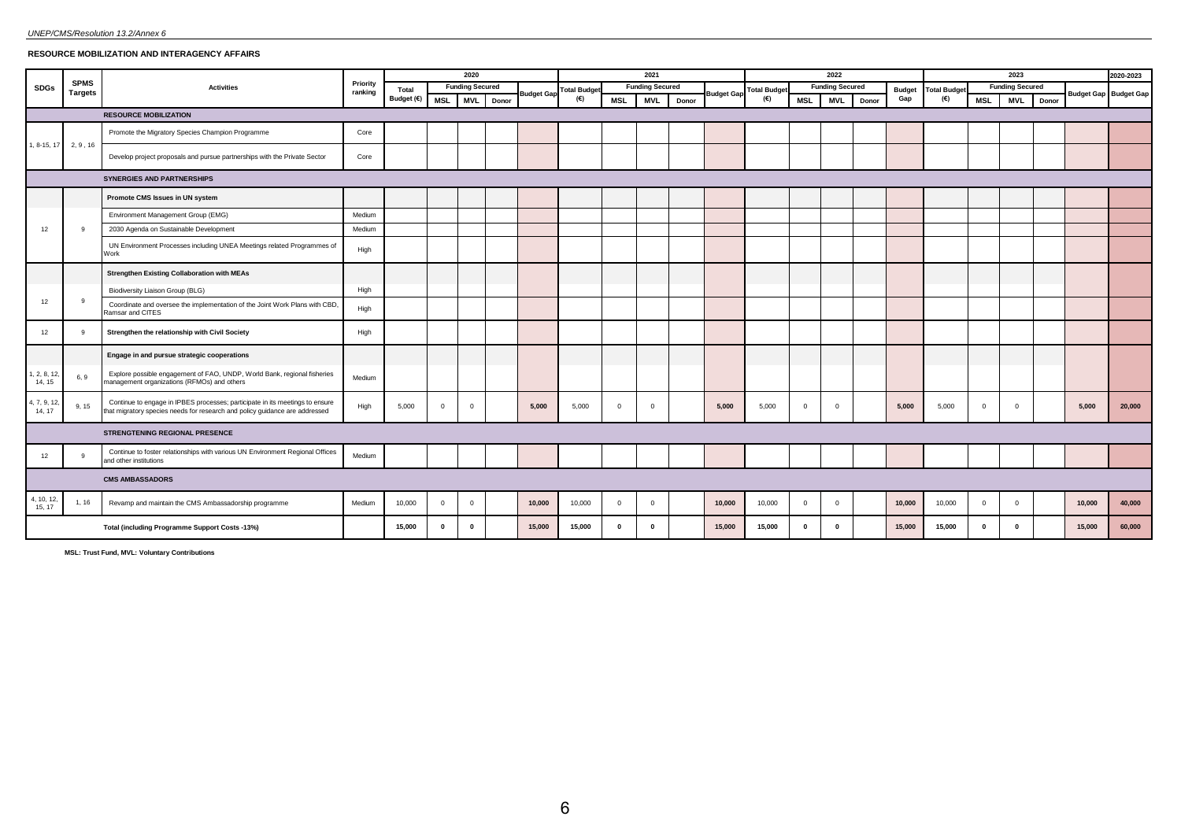## RESOURCE MOBILIZATION AND INTERAGENCY AFFAIRS

| SDGs | SPMS Targets | Activities | Priority ranking | 2020 | | | | | 2021 | | | | | 2022 | | | | | 2023 | | | | | 2020-2023 |
|---|---|---|---|---|---|---|---|---|---|---|---|---|---|---|---|---|---|---|---|---|---|---|---|---|
| | | | | Total Budget (€) | Funding Secured | | | Budget Gap | Total Budget (€) | Funding Secured | | | Budget Gap | Total Budget (€) | Funding Secured | | | Budget Gap | Total Budget (€) | Funding Secured | | | Budget Gap | Budget Gap |
| | | | | | MSL | MVL | Donor | | | MSL | MVL | Donor | | | MSL | MVL | Donor | | | MSL | MVL | Donor | | |
| | | **RESOURCE MOBILIZATION** | | | | | | | | | | | | | | | | | | | | | | |
| 1, 8-15, 17 | 2, 9 , 16 | Promote the Migratory Species Champion Programme | Core | | | | | | | | | | | | | | | | | | | | | |
| | | Develop project proposals and pursue partnerships with the Private Sector | Core | | | | | | | | | | | | | | | | | | | | | |
| | | **SYNERGIES AND PARTNERSHIPS** | | | | | | | | | | | | | | | | | | | | | | |
| | | **Promote CMS Issues in UN system** | | | | | | | | | | | | | | | | | | | | | | |
| 12 | 9 | Environment Management Group (EMG) | Medium | | | | | | | | | | | | | | | | | | | | | |
| | | 2030 Agenda on Sustainable Development | Medium | | | | | | | | | | | | | | | | | | | | | |
| | | UN Environment Processes including UNEA Meetings related Programmes of Work | High | | | | | | | | | | | | | | | | | | | | | |
| | | **Strengthen Existing Collaboration with MEAs** | | | | | | | | | | | | | | | | | | | | | | |
| 12 | 9 | Biodiversity Liaison Group (BLG) | High | | | | | | | | | | | | | | | | | | | | | |
| | | Coordinate and oversee the implementation of the Joint Work Plans with CBD, Ramsar and CITES | High | | | | | | | | | | | | | | | | | | | | | |
| 12 | 9 | **Strengthen the relationship with Civil Society** | High | | | | | | | | | | | | | | | | | | | | | |
| | | **Engage in and pursue strategic cooperations** | | | | | | | | | | | | | | | | | | | | | | |
| 1, 2, 8, 12, 14, 15 | 6, 9 | Explore possible engagement of FAO, UNDP, World Bank, regional fisheries management organizations (RFMOs) and others | Medium | | | | | | | | | | | | | | | | | | | | | |
| 4, 7, 9, 12, 14, 17 | 9, 15 | Continue to engage in IPBES processes; participate in its meetings to ensure that migratory species needs for research and policy guidance are addressed | High | 5,000 | 0 | 0 | | **5,000** | 5,000 | 0 | 0 | | **5,000** | 5,000 | 0 | 0 | | **5,000** | 5,000 | 0 | 0 | | **5,000** | **20,000** |
| | | **STRENGTENING REGIONAL PRESENCE** | | | | | | | | | | | | | | | | | | | | | | |
| 12 | 9 | Continue to foster relationships with various UN Environment Regional Offices and other institutions | Medium | | | | | | | | | | | | | | | | | | | | | |
| | | **CMS AMBASSADORS** | | | | | | | | | | | | | | | | | | | | | | |
| 4, 10, 12, 15, 17 | 1, 16 | Revamp and maintain the CMS Ambassadorship programme | Medium | 10,000 | 0 | 0 | | **10,000** | 10,000 | 0 | 0 | | **10,000** | 10,000 | 0 | 0 | | **10,000** | 10,000 | 0 | 0 | | **10,000** | **40,000** |
| **Total (including Programme Support Costs -13%)** | | | | **15,000** | **0** | **0** | | **15,000** | **15,000** | **0** | **0** | | **15,000** | **15,000** | **0** | **0** | | **15,000** | **15,000** | **0** | **0** | | **15,000** | **60,000** |

**MSL: Trust Fund, MVL: Voluntary Contributions**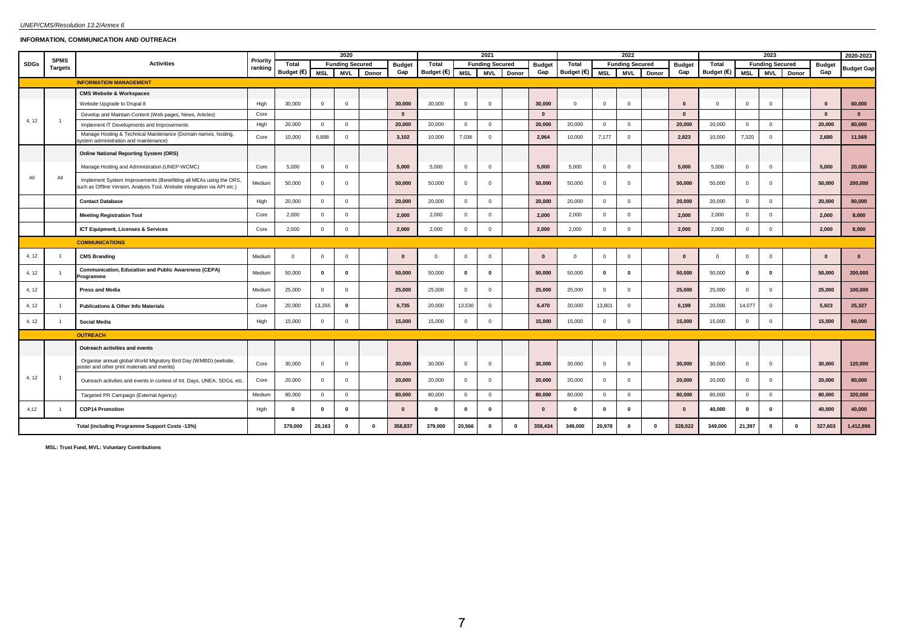*UNEP/CMS/Resolution 13.2/Annex 6*

**INFORMATION, COMMUNICATION AND OUTREACH**

| SDGs | SPMS Targets | Activities | Priority ranking | 2020 | | | | | 2021 | | | | | 2022 | | | | | 2023 | | | | | 2020-2023 |
|---|---|---|---|---|---|---|---|---|---|---|---|---|---|---|---|---|---|---|---|---|---|---|---|---|
| | | | | Total Budget (€) | Funding Secured | | | Budget Gap | Total Budget (€) | Funding Secured | | | Budget Gap | Total Budget (€) | Funding Secured | | | Budget Gap | Total Budget (€) | Funding Secured | | | Budget Gap | Budget Gap |
| | | | | | MSL | MVL | Donor | | | MSL | MVL | Donor | | | MSL | MVL | Donor | | | MSL | MVL | Donor | | |
| | | **INFORMATION MANAGEMENT** | | | | | | | | | | | | | | | | | | | | | | |
| | | **CMS Website & Workspaces** | | | | | | | | | | | | | | | | | | | | | | |
| 4, 12 | 1 | Website Upgrade to Drupal 8 | High | 30,000 | 0 | 0 | | **30,000** | 30,000 | 0 | 0 | | **30,000** | 0 | 0 | 0 | | **0** | 0 | 0 | 0 | | **0** | **60,000** |
| | | Develop and Maintain Content (Web pages, News, Articles) | Core | | | | | **0** | | | | | **0** | | | | | **0** | | | | | **0** | **0** |
| | | Implement IT Developments and Improvements | High | 20,000 | 0 | 0 | | **20,000** | 20,000 | 0 | 0 | | **20,000** | 20,000 | 0 | 0 | | **20,000** | 20,000 | 0 | 0 | | **20,000** | **80,000** |
| | | Manage Hosting & Technical Maintenance (Domain names, hosting, system administration and maintenance) | Core | 10,000 | 6,898 | 0 | | **3,102** | 10,000 | 7,036 | 0 | | **2,964** | 10,000 | 7,177 | 0 | | **2,823** | 10,000 | 7,320 | 0 | | **2,680** | **11,569** |
| | | **Online National Reporting System (ORS)** | | | | | | | | | | | | | | | | | | | | | | |
| All | All | Manage Hosting and Administration (UNEP-WCMC) | Core | 5,000 | 0 | 0 | | **5,000** | 5,000 | 0 | 0 | | **5,000** | 5,000 | 0 | 0 | | **5,000** | 5,000 | 0 | 0 | | **5,000** | **20,000** |
| | | Implement System Improvements (Benefitting all MEAs using the ORS, such as Offline Version, Analysis Tool, Website integration via API etc.) | Medium | 50,000 | 0 | 0 | | **50,000** | 50,000 | 0 | 0 | | **50,000** | 50,000 | 0 | 0 | | **50,000** | 50,000 | 0 | 0 | | **50,000** | **200,000** |
| | | **Contact Database** | High | 20,000 | 0 | 0 | | **20,000** | 20,000 | 0 | 0 | | **20,000** | 20,000 | 0 | 0 | | **20,000** | 20,000 | 0 | 0 | | **20,000** | **80,000** |
| | | **Meeting Registration Tool** | Core | 2,000 | 0 | 0 | | **2,000** | 2,000 | 0 | 0 | | **2,000** | 2,000 | 0 | 0 | | **2,000** | 2,000 | 0 | 0 | | **2,000** | **8,000** |
| | | **ICT Equipment, Licenses & Services** | Core | 2,000 | 0 | 0 | | **2,000** | 2,000 | 0 | 0 | | **2,000** | 2,000 | 0 | 0 | | **2,000** | 2,000 | 0 | 0 | | **2,000** | **8,000** |
| | | **COMMUNICATIONS** | | | | | | | | | | | | | | | | | | | | | | |
| 4, 12 | 1 | **CMS Branding** | Medium | 0 | 0 | 0 | | **0** | 0 | 0 | 0 | | **0** | 0 | 0 | 0 | | **0** | 0 | 0 | 0 | | **0** | **0** |
| 4, 12 | 1 | **Communication, Education and Public Awareness (CEPA) Programme** | Medium | 50,000 | **0** | **0** | | **50,000** | 50,000 | **0** | **0** | | **50,000** | 50,000 | **0** | **0** | | **50,000** | 50,000 | **0** | **0** | | **50,000** | **200,000** |
| 4, 12 | | **Press and Media** | Medium | 25,000 | 0 | 0 | | **25,000** | 25,000 | 0 | 0 | | **25,000** | 25,000 | 0 | 0 | | **25,000** | 25,000 | 0 | 0 | | **25,000** | **100,000** |
| 4, 12 | 1 | **Publications & Other Info Materials** | Core | 20,000 | 13,265 | **0** | | **6,735** | 20,000 | 13,530 | 0 | | **6,470** | 20,000 | 13,801 | 0 | | **6,199** | 20,000 | 14,077 | 0 | | **5,923** | **25,327** |
| 4, 12 | 1 | **Social Media** | High | 15,000 | 0 | 0 | | **15,000** | 15,000 | 0 | 0 | | **15,000** | 15,000 | 0 | 0 | | **15,000** | 15,000 | 0 | 0 | | **15,000** | **60,000** |
| | | **OUTREACH** | | | | | | | | | | | | | | | | | | | | | | |
| | | **Outreach activities and events** | | | | | | | | | | | | | | | | | | | | | | |
| 4, 12 | 1 | Organise annual global World Migratory Bird Day (WMBD) (website, poster and other print materials and events) | Core | 30,000 | 0 | 0 | | **30,000** | 30,000 | 0 | 0 | | **30,000** | 30,000 | 0 | 0 | | **30,000** | 30,000 | 0 | 0 | | **30,000** | **120,000** |
| | | Outreach activities and events in context of Int. Days, UNEA, SDGs, etc. | Core | 20,000 | 0 | 0 | | **20,000** | 20,000 | 0 | 0 | | **20,000** | 20,000 | 0 | 0 | | **20,000** | 20,000 | 0 | 0 | | **20,000** | **80,000** |
| | | Targeted PR Campaign (External Agency) | Medium | 80,000 | 0 | 0 | | **80,000** | 80,000 | 0 | 0 | | **80,000** | 80,000 | 0 | 0 | | **80,000** | 80,000 | 0 | 0 | | **80,000** | **320,000** |
| 4,12 | 1 | **COP14 Promotion** | Hgih | **0** | **0** | **0** | | **0** | **0** | **0** | **0** | | **0** | **0** | **0** | **0** | | **0** | 40,000 | **0** | **0** | | **40,000** | **40,000** |
| **Total (including Programme Support Costs -13%)** | | | | **379,000** | **20,163** | **0** | **0** | **358,837** | **379,000** | **20,566** | **0** | **0** | **358,434** | **349,000** | **20,978** | **0** | **0** | **328,022** | **349,000** | **21,397** | **0** | **0** | **327,603** | **1,412,896** |

**MSL: Trust Fund, MVL: Voluntary Contributions**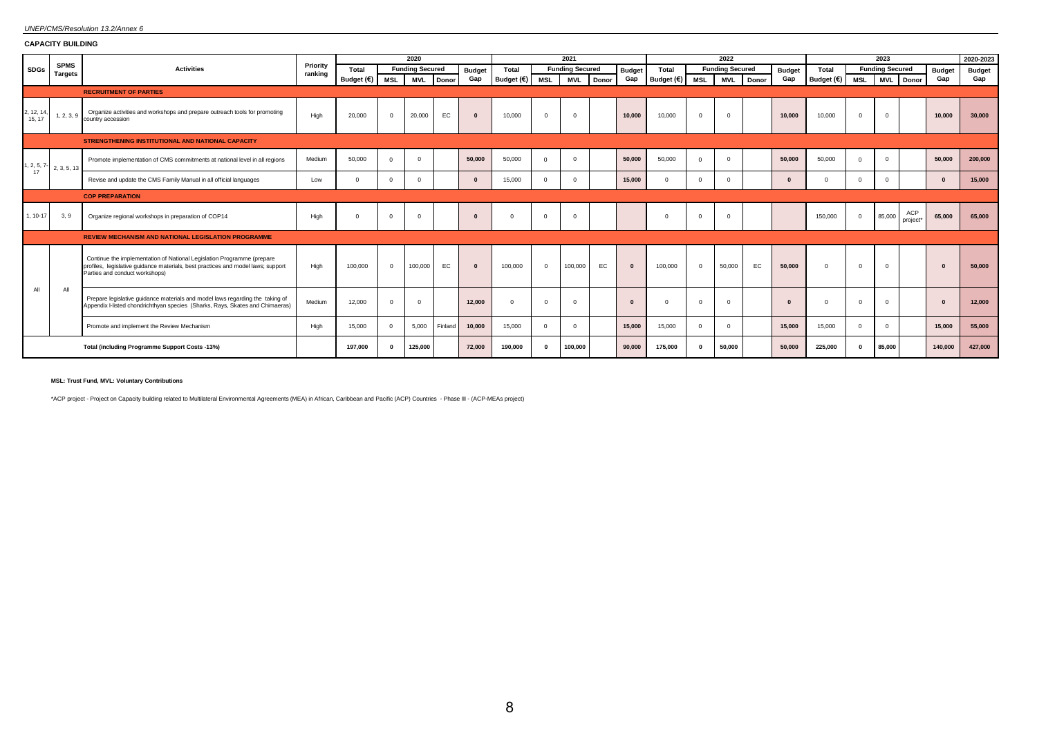*UNEP/CMS/Resolution 13.2/Annex 6*

**CAPACITY BUILDING**

| SDGs | SPMS Targets | Activities | Priority ranking | 2020 | | | | | 2021 | | | | | 2022 | | | | | 2023 | | | | | 2020-2023 |
|---|---|---|---|---|---|---|---|---|---|---|---|---|---|---|---|---|---|---|---|---|---|---|---|---|
| | | | | Total Budget (€) | Funding Secured | | | Budget Gap | Total Budget (€) | Funding Secured | | | Budget Gap | Total Budget (€) | Funding Secured | | | Budget Gap | Total Budget (€) | Funding Secured | | | Budget Gap | Budget Gap |
| | | | | | MSL | MVL | Donor | | | MSL | MVL | Donor | | | MSL | MVL | Donor | | | MSL | MVL | Donor | | |
| | | **RECRUITMENT OF PARTIES** | | | | | | | | | | | | | | | | | | | | | | |
| 2, 12, 14, 15, 17 | 1, 2, 3, 9 | Organize activities and workshops and prepare outreach tools for promoting country accession | High | 20,000 | 0 | 20,000 | EC | **0** | 10,000 | 0 | 0 | | **10,000** | 10,000 | 0 | 0 | | **10,000** | 10,000 | 0 | 0 | | **10,000** | **30,000** |
| | | **STRENGTHENING INSTITUTIONAL AND NATIONAL CAPACITY** | | | | | | | | | | | | | | | | | | | | | | |
| 1, 2, 5, 7-17 | 2, 3, 5, 13 | Promote implementation of CMS commitments at national level in all regions | Medium | 50,000 | 0 | 0 | | **50,000** | 50,000 | 0 | 0 | | **50,000** | 50,000 | 0 | 0 | | **50,000** | 50,000 | 0 | 0 | | **50,000** | **200,000** |
| | | Revise and update the CMS Family Manual in all official languages | Low | 0 | 0 | 0 | | **0** | 15,000 | 0 | 0 | | **15,000** | 0 | 0 | 0 | | **0** | 0 | 0 | 0 | | **0** | **15,000** |
| | | **COP PREPARATION** | | | | | | | | | | | | | | | | | | | | | | |
| 1, 10-17 | 3, 9 | Organize regional workshops in preparation of COP14 | High | 0 | 0 | 0 | | **0** | 0 | 0 | 0 | | | 0 | 0 | 0 | | | 150,000 | 0 | 85,000 | ACP project* | **65,000** | **65,000** |
| | | **REVIEW MECHANISM AND NATIONAL LEGISLATION PROGRAMME** | | | | | | | | | | | | | | | | | | | | | | |
| All | All | Continue the implementation of National Legislation Programme (prepare profiles, legislative guidance materials, best practices and model laws; support Parties and conduct workshops) | High | 100,000 | 0 | 100,000 | EC | **0** | 100,000 | 0 | 100,000 | EC | **0** | 100,000 | 0 | 50,000 | EC | **50,000** | 0 | 0 | 0 | | **0** | **50,000** |
| | | Prepare legislative guidance materials and model laws regarding the taking of Appendix I-listed chondrichthyan species (Sharks, Rays, Skates and Chimaeras) | Medium | 12,000 | 0 | 0 | | **12,000** | 0 | 0 | 0 | | **0** | 0 | 0 | 0 | | **0** | 0 | 0 | 0 | | **0** | **12,000** |
| | | Promote and implement the Review Mechanism | High | 15,000 | 0 | 5,000 | Finland | **10,000** | 15,000 | 0 | 0 | | **15,000** | 15,000 | 0 | 0 | | **15,000** | 15,000 | 0 | 0 | | **15,000** | **55,000** |
| **Total (including Programme Support Costs -13%)** | | | | **197,000** | **0** | **125,000** | | **72,000** | **190,000** | **0** | **100,000** | | **90,000** | **175,000** | **0** | **50,000** | | **50,000** | **225,000** | **0** | **85,000** | | **140,000** | **427,000** |

**MSL: Trust Fund, MVL: Voluntary Contributions**

*ACP project - Project on Capacity building related to Multilateral Environmental Agreements (MEA) in African, Caribbean and Pacific (ACP) Countries - Phase III - (ACP-MEAs project)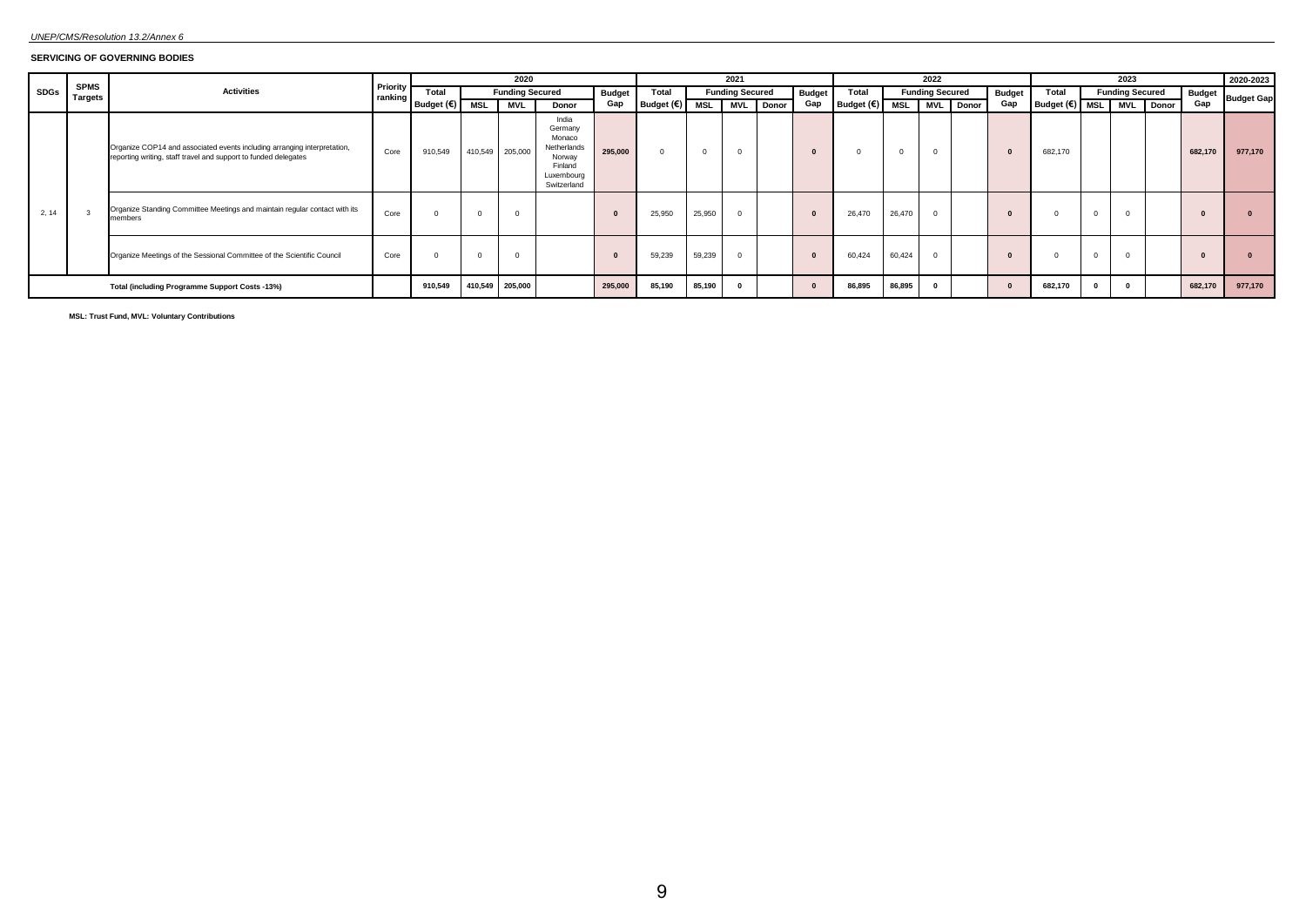**SERVICING OF GOVERNING BODIES**

| SDGs | SPMS Targets | Activities | Priority ranking | 2020 | | | | | 2021 | | | | | 2022 | | | | | 2023 | | | | | 2020-2023 |
|---|---|---|---|---|---|---|---|---|---|---|---|---|---|---|---|---|---|---|---|---|---|---|---|---|
| | | | | Total Budget (€) | Funding Secured | | | Budget Gap | Total Budget (€) | Funding Secured | | | Budget Gap | Total Budget (€) | Funding Secured | | | Budget Gap | Total Budget (€) | Funding Secured | | | Budget Gap | Budget Gap |
| | | | | | MSL | MVL | Donor | | | MSL | MVL | Donor | | | MSL | MVL | Donor | | | MSL | MVL | Donor | | |
| 2, 14 | 3 | Organize COP14 and associated events including arranging interpretation, reporting writing, staff travel and support to funded delegates | Core | 910,549 | 410,549 | 205,000 | India Germany Monaco Netherlands Norway Finland Luxembourg Switzerland | 295,000 | 0 | 0 | 0 | | 0 | 0 | 0 | 0 | | 0 | 682,170 | | | | 682,170 | 977,170 |
| | | Organize Standing Committee Meetings and maintain regular contact with its members | Core | 0 | 0 | 0 | | 0 | 25,950 | 25,950 | 0 | | 0 | 26,470 | 26,470 | 0 | | 0 | 0 | 0 | 0 | | 0 | 0 |
| | | Organize Meetings of the Sessional Committee of the Scientific Council | Core | 0 | 0 | 0 | | 0 | 59,239 | 59,239 | 0 | | 0 | 60,424 | 60,424 | 0 | | 0 | 0 | 0 | 0 | | 0 | 0 |
| **Total (including Programme Support Costs -13%)** | | | | **910,549** | **410,549** | **205,000** | | **295,000** | **85,190** | **85,190** | **0** | | **0** | **86,895** | **86,895** | **0** | | **0** | **682,170** | **0** | **0** | | **682,170** | **977,170** |

**MSL: Trust Fund, MVL: Voluntary Contributions**